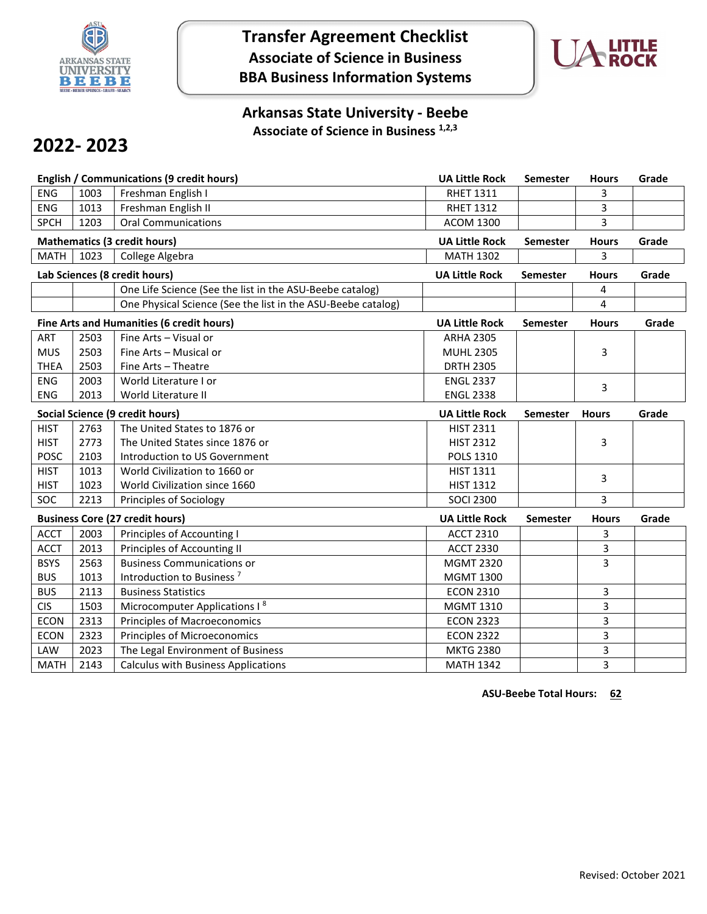# Transfer Agreement Checklist

## Associate of Science in Business

## BBA Business Information Systems

### Arkansas State University - Beebe

**Associate of Science in Business [1,2,3]**

## 2022- 2023

| English / Communications (9 credit hours) | | | UA Little Rock | Semester | Hours | Grade |
|---|---|---|---|---|---|---|
| ENG | 1003 | Freshman English I | RHET 1311 | | 3 | |
| ENG | 1013 | Freshman English II | RHET 1312 | | 3 | |
| SPCH | 1203 | Oral Communications | ACOM 1300 | | 3 | |

| Mathematics (3 credit hours) | | | UA Little Rock | Semester | Hours | Grade |
|---|---|---|---|---|---|---|
| MATH | 1023 | College Algebra | MATH 1302 | | 3 | |

| Lab Sciences (8 credit hours) | | | UA Little Rock | Semester | Hours | Grade |
|---|---|---|---|---|---|---|
| | | One Life Science (See the list in the ASU-Beebe catalog) | | | 4 | |
| | | One Physical Science (See the list in the ASU-Beebe catalog) | | | 4 | |

| Fine Arts and Humanities (6 credit hours) | | | UA Little Rock | Semester | Hours | Grade |
|---|---|---|---|---|---|---|
| ART | 2503 | Fine Arts – Visual or | ARHA 2305 | | | |
| MUS | 2503 | Fine Arts – Musical or | MUHL 2305 | | 3 | |
| THEA | 2503 | Fine Arts – Theatre | DRTH 2305 | | | |
| ENG | 2003 | World Literature I or | ENGL 2337 | | 3 | |
| ENG | 2013 | World Literature II | ENGL 2338 | | | |

| Social Science (9 credit hours) | | | UA Little Rock | Semester | Hours | Grade |
|---|---|---|---|---|---|---|
| HIST | 2763 | The United States to 1876 or | HIST 2311 | | | |
| HIST | 2773 | The United States since 1876 or | HIST 2312 | | 3 | |
| POSC | 2103 | Introduction to US Government | POLS 1310 | | | |
| HIST | 1013 | World Civilization to 1660 or | HIST 1311 | | 3 | |
| HIST | 1023 | World Civilization since 1660 | HIST 1312 | | | |
| SOC | 2213 | Principles of Sociology | SOCI 2300 | | 3 | |

| Business Core (27 credit hours) | | | UA Little Rock | Semester | Hours | Grade |
|---|---|---|---|---|---|---|
| ACCT | 2003 | Principles of Accounting I | ACCT 2310 | | 3 | |
| ACCT | 2013 | Principles of Accounting II | ACCT 2330 | | 3 | |
| BSYS | 2563 | Business Communications or | MGMT 2320 | | 3 | |
| BUS | 1013 | Introduction to Business [7] | MGMT 1300 | | | |
| BUS | 2113 | Business Statistics | ECON 2310 | | 3 | |
| CIS | 1503 | Microcomputer Applications I [8] | MGMT 1310 | | 3 | |
| ECON | 2313 | Principles of Macroeconomics | ECON 2323 | | 3 | |
| ECON | 2323 | Principles of Microeconomics | ECON 2322 | | 3 | |
| LAW | 2023 | The Legal Environment of Business | MKTG 2380 | | 3 | |
| MATH | 2143 | Calculus with Business Applications | MATH 1342 | | 3 | |

**ASU-Beebe Total Hours: 62**

Revised: October 2021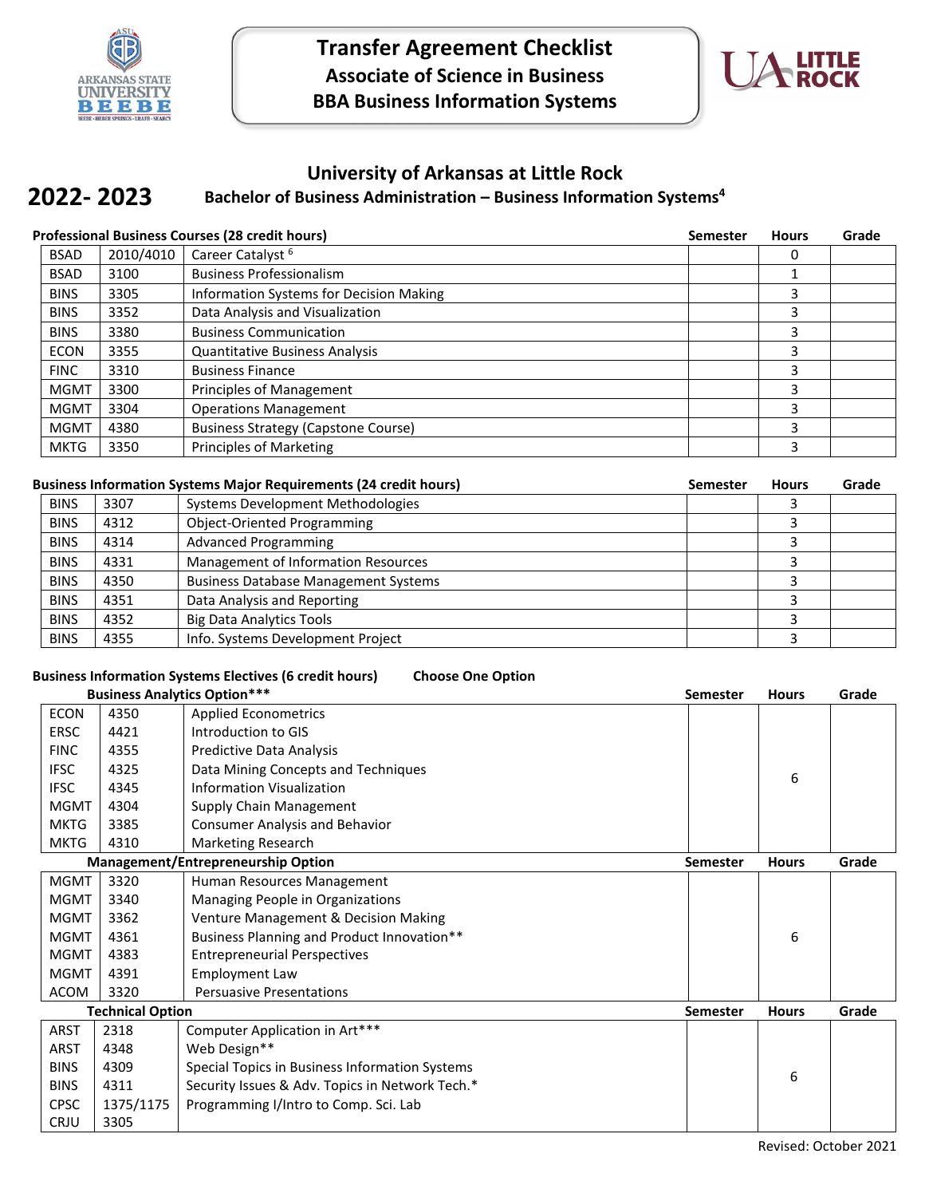# Transfer Agreement Checklist
## Associate of Science in Business
## BBA Business Information Systems

## 2022- 2023

## University of Arkansas at Little Rock
### Bachelor of Business Administration – Business Information Systems[4]

**Professional Business Courses (28 credit hours)**

| | | | Semester | Hours | Grade |
|---|---|---|---|---|---|
| BSAD | 2010/4010 | Career Catalyst [6] | | 0 | |
| BSAD | 3100 | Business Professionalism | | 1 | |
| BINS | 3305 | Information Systems for Decision Making | | 3 | |
| BINS | 3352 | Data Analysis and Visualization | | 3 | |
| BINS | 3380 | Business Communication | | 3 | |
| ECON | 3355 | Quantitative Business Analysis | | 3 | |
| FINC | 3310 | Business Finance | | 3 | |
| MGMT | 3300 | Principles of Management | | 3 | |
| MGMT | 3304 | Operations Management | | 3 | |
| MGMT | 4380 | Business Strategy (Capstone Course) | | 3 | |
| MKTG | 3350 | Principles of Marketing | | 3 | |

**Business Information Systems Major Requirements (24 credit hours)**

| | | | Semester | Hours | Grade |
|---|---|---|---|---|---|
| BINS | 3307 | Systems Development Methodologies | | 3 | |
| BINS | 4312 | Object-Oriented Programming | | 3 | |
| BINS | 4314 | Advanced Programming | | 3 | |
| BINS | 4331 | Management of Information Resources | | 3 | |
| BINS | 4350 | Business Database Management Systems | | 3 | |
| BINS | 4351 | Data Analysis and Reporting | | 3 | |
| BINS | 4352 | Big Data Analytics Tools | | 3 | |
| BINS | 4355 | Info. Systems Development Project | | 3 | |

**Business Information Systems Electives (6 credit hours)** **Choose One Option**

| Business Analytics Option*** | | | Semester | Hours | Grade |
|---|---|---|---|---|---|
| ECON | 4350 | Applied Econometrics | | 6 | |
| ERSC | 4421 | Introduction to GIS | | | |
| FINC | 4355 | Predictive Data Analysis | | | |
| IFSC | 4325 | Data Mining Concepts and Techniques | | | |
| IFSC | 4345 | Information Visualization | | | |
| MGMT | 4304 | Supply Chain Management | | | |
| MKTG | 3385 | Consumer Analysis and Behavior | | | |
| MKTG | 4310 | Marketing Research | | | |

| Management/Entrepreneurship Option | | | Semester | Hours | Grade |
|---|---|---|---|---|---|
| MGMT | 3320 | Human Resources Management | | 6 | |
| MGMT | 3340 | Managing People in Organizations | | | |
| MGMT | 3362 | Venture Management & Decision Making | | | |
| MGMT | 4361 | Business Planning and Product Innovation** | | | |
| MGMT | 4383 | Entrepreneurial Perspectives | | | |
| MGMT | 4391 | Employment Law | | | |
| ACOM | 3320 | Persuasive Presentations | | | |

| Technical Option | | | Semester | Hours | Grade |
|---|---|---|---|---|---|
| ARST | 2318 | Computer Application in Art*** | | 6 | |
| ARST | 4348 | Web Design** | | | |
| BINS | 4309 | Special Topics in Business Information Systems | | | |
| BINS | 4311 | Security Issues & Adv. Topics in Network Tech.* | | | |
| CPSC | 1375/1175 | Programming I/Intro to Comp. Sci. Lab | | | |
| CRJU | 3305 | | | | |

Revised: October 2021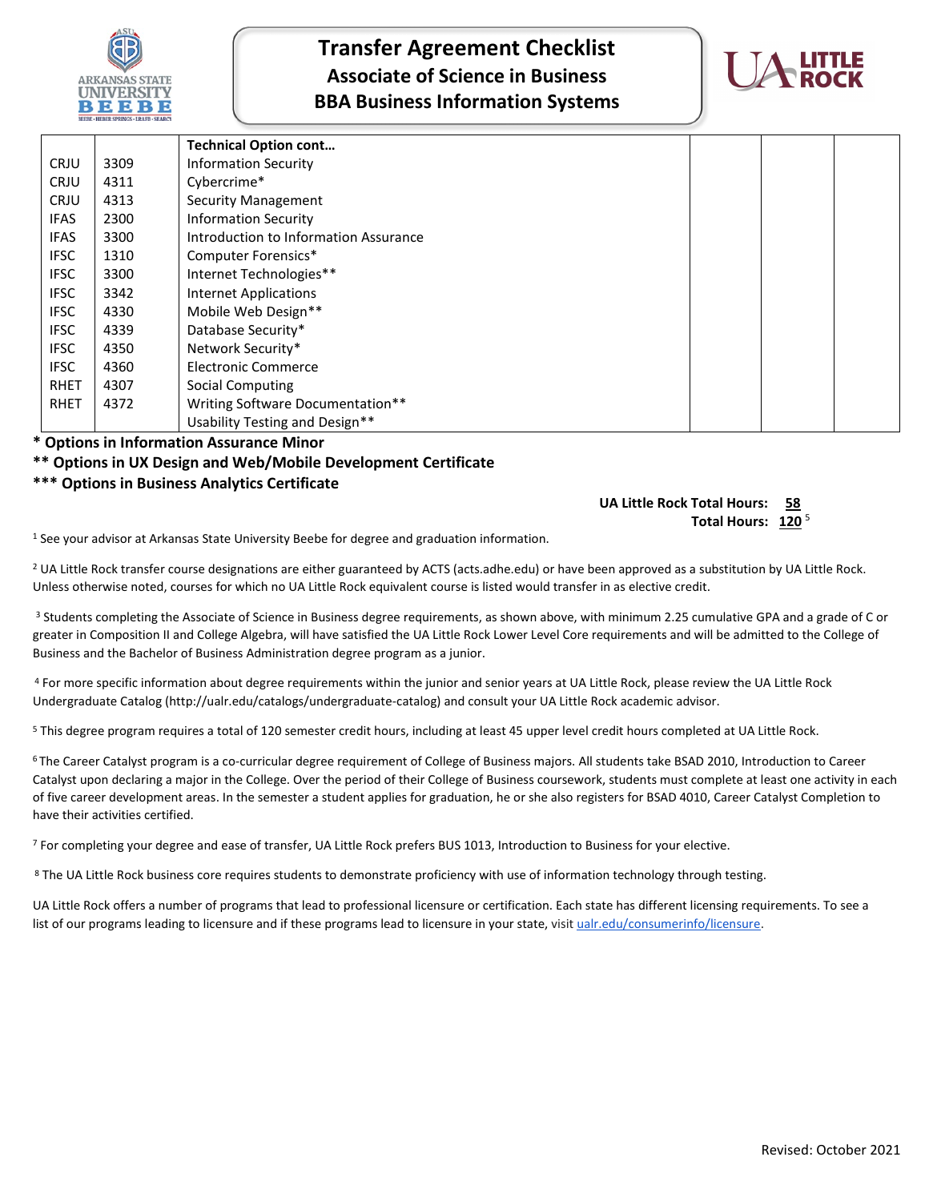# Transfer Agreement Checklist
## Associate of Science in Business
## BBA Business Information Systems

| | | | | | |
|---|---|---|---|---|---|
| | | **Technical Option cont…** | | | |
| CRJU | 3309 | Information Security | | | |
| CRJU | 4311 | Cybercrime* | | | |
| CRJU | 4313 | Security Management | | | |
| IFAS | 2300 | Information Security | | | |
| IFAS | 3300 | Introduction to Information Assurance | | | |
| IFSC | 1310 | Computer Forensics* | | | |
| IFSC | 3300 | Internet Technologies** | | | |
| IFSC | 3342 | Internet Applications | | | |
| IFSC | 4330 | Mobile Web Design** | | | |
| IFSC | 4339 | Database Security* | | | |
| IFSC | 4350 | Network Security* | | | |
| IFSC | 4360 | Electronic Commerce | | | |
| RHET | 4307 | Social Computing | | | |
| RHET | 4372 | Writing Software Documentation** | | | |
| | | Usability Testing and Design** | | | |

**\* Options in Information Assurance Minor**

**\*\* Options in UX Design and Web/Mobile Development Certificate**

**\*\*\* Options in Business Analytics Certificate**

**UA Little Rock Total Hours: 58**

**Total Hours: 120** [5]

[1] See your advisor at Arkansas State University Beebe for degree and graduation information.

[2] UA Little Rock transfer course designations are either guaranteed by ACTS (acts.adhe.edu) or have been approved as a substitution by UA Little Rock. Unless otherwise noted, courses for which no UA Little Rock equivalent course is listed would transfer in as elective credit.

[3] Students completing the Associate of Science in Business degree requirements, as shown above, with minimum 2.25 cumulative GPA and a grade of C or greater in Composition II and College Algebra, will have satisfied the UA Little Rock Lower Level Core requirements and will be admitted to the College of Business and the Bachelor of Business Administration degree program as a junior.

[4] For more specific information about degree requirements within the junior and senior years at UA Little Rock, please review the UA Little Rock Undergraduate Catalog (http://ualr.edu/catalogs/undergraduate-catalog) and consult your UA Little Rock academic advisor.

[5] This degree program requires a total of 120 semester credit hours, including at least 45 upper level credit hours completed at UA Little Rock.

[6] The Career Catalyst program is a co-curricular degree requirement of College of Business majors. All students take BSAD 2010, Introduction to Career Catalyst upon declaring a major in the College. Over the period of their College of Business coursework, students must complete at least one activity in each of five career development areas. In the semester a student applies for graduation, he or she also registers for BSAD 4010, Career Catalyst Completion to have their activities certified.

[7] For completing your degree and ease of transfer, UA Little Rock prefers BUS 1013, Introduction to Business for your elective.

[8] The UA Little Rock business core requires students to demonstrate proficiency with use of information technology through testing.

UA Little Rock offers a number of programs that lead to professional licensure or certification. Each state has different licensing requirements. To see a list of our programs leading to licensure and if these programs lead to licensure in your state, visit [ualr.edu/consumerinfo/licensure](ualr.edu/consumerinfo/licensure).

Revised: October 2021